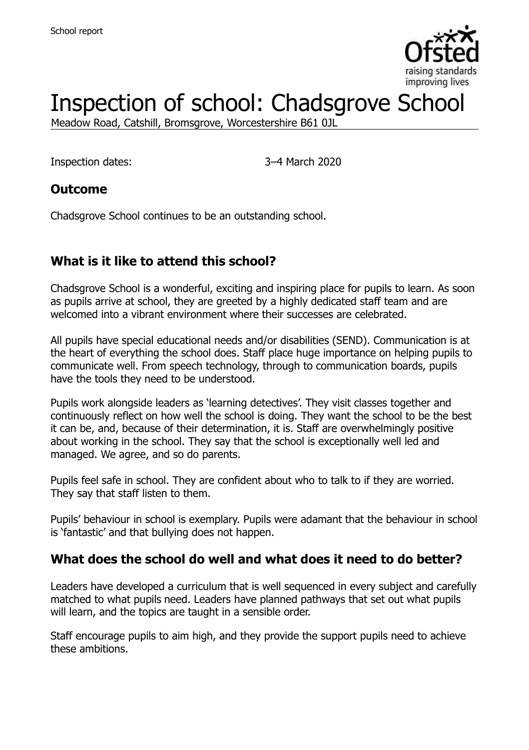School report

# Inspection of school: Chadsgrove School

Meadow Road, Catshill, Bromsgrove, Worcestershire B61 0JL

Inspection dates: 3–4 March 2020

## Outcome

Chadsgrove School continues to be an outstanding school.

## What is it like to attend this school?

Chadsgrove School is a wonderful, exciting and inspiring place for pupils to learn. As soon as pupils arrive at school, they are greeted by a highly dedicated staff team and are welcomed into a vibrant environment where their successes are celebrated.

All pupils have special educational needs and/or disabilities (SEND). Communication is at the heart of everything the school does. Staff place huge importance on helping pupils to communicate well. From speech technology, through to communication boards, pupils have the tools they need to be understood.

Pupils work alongside leaders as 'learning detectives'. They visit classes together and continuously reflect on how well the school is doing. They want the school to be the best it can be, and, because of their determination, it is. Staff are overwhelmingly positive about working in the school. They say that the school is exceptionally well led and managed. We agree, and so do parents.

Pupils feel safe in school. They are confident about who to talk to if they are worried. They say that staff listen to them.

Pupils' behaviour in school is exemplary. Pupils were adamant that the behaviour in school is 'fantastic' and that bullying does not happen.

## What does the school do well and what does it need to do better?

Leaders have developed a curriculum that is well sequenced in every subject and carefully matched to what pupils need. Leaders have planned pathways that set out what pupils will learn, and the topics are taught in a sensible order.

Staff encourage pupils to aim high, and they provide the support pupils need to achieve these ambitions.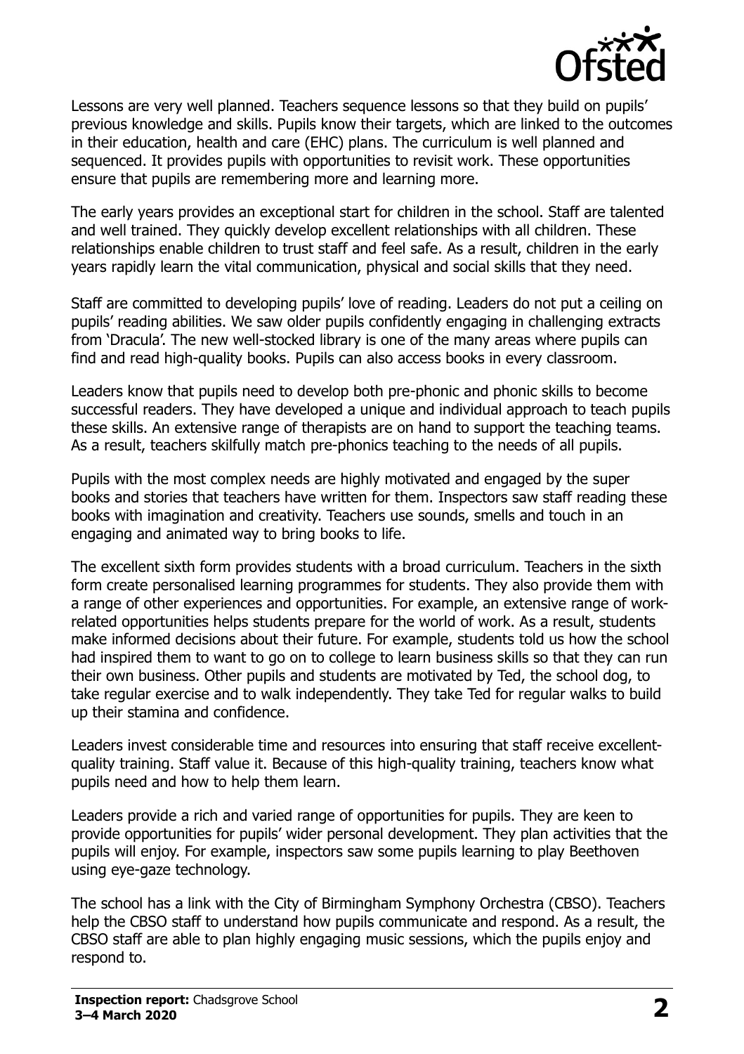Lessons are very well planned. Teachers sequence lessons so that they build on pupils' previous knowledge and skills. Pupils know their targets, which are linked to the outcomes in their education, health and care (EHC) plans. The curriculum is well planned and sequenced. It provides pupils with opportunities to revisit work. These opportunities ensure that pupils are remembering more and learning more.

The early years provides an exceptional start for children in the school. Staff are talented and well trained. They quickly develop excellent relationships with all children. These relationships enable children to trust staff and feel safe. As a result, children in the early years rapidly learn the vital communication, physical and social skills that they need.

Staff are committed to developing pupils' love of reading. Leaders do not put a ceiling on pupils' reading abilities. We saw older pupils confidently engaging in challenging extracts from 'Dracula'. The new well-stocked library is one of the many areas where pupils can find and read high-quality books. Pupils can also access books in every classroom.

Leaders know that pupils need to develop both pre-phonic and phonic skills to become successful readers. They have developed a unique and individual approach to teach pupils these skills. An extensive range of therapists are on hand to support the teaching teams. As a result, teachers skilfully match pre-phonics teaching to the needs of all pupils.

Pupils with the most complex needs are highly motivated and engaged by the super books and stories that teachers have written for them. Inspectors saw staff reading these books with imagination and creativity. Teachers use sounds, smells and touch in an engaging and animated way to bring books to life.

The excellent sixth form provides students with a broad curriculum. Teachers in the sixth form create personalised learning programmes for students. They also provide them with a range of other experiences and opportunities. For example, an extensive range of work-related opportunities helps students prepare for the world of work. As a result, students make informed decisions about their future. For example, students told us how the school had inspired them to want to go on to college to learn business skills so that they can run their own business. Other pupils and students are motivated by Ted, the school dog, to take regular exercise and to walk independently. They take Ted for regular walks to build up their stamina and confidence.

Leaders invest considerable time and resources into ensuring that staff receive excellent-quality training. Staff value it. Because of this high-quality training, teachers know what pupils need and how to help them learn.

Leaders provide a rich and varied range of opportunities for pupils. They are keen to provide opportunities for pupils' wider personal development. They plan activities that the pupils will enjoy. For example, inspectors saw some pupils learning to play Beethoven using eye-gaze technology.

The school has a link with the City of Birmingham Symphony Orchestra (CBSO). Teachers help the CBSO staff to understand how pupils communicate and respond. As a result, the CBSO staff are able to plan highly engaging music sessions, which the pupils enjoy and respond to.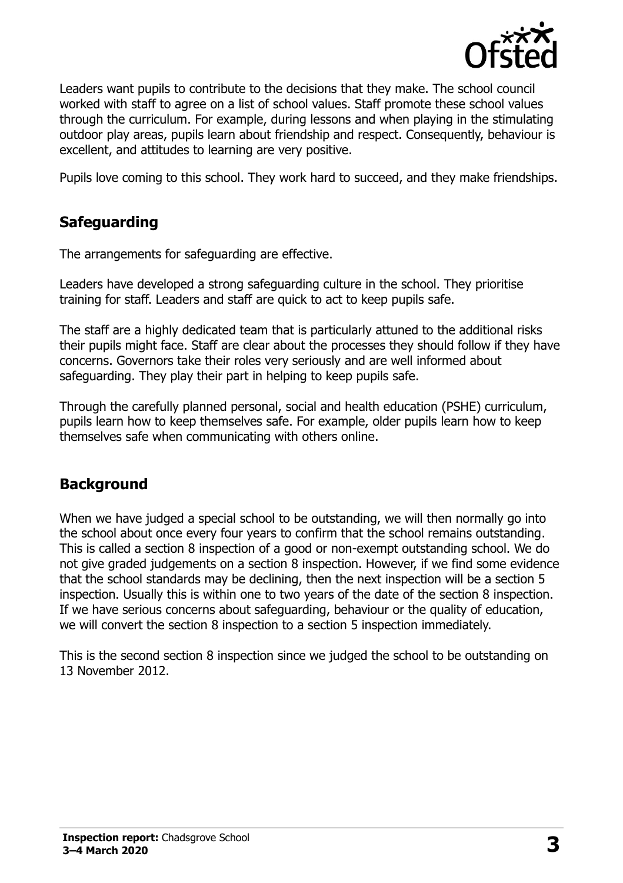Leaders want pupils to contribute to the decisions that they make. The school council worked with staff to agree on a list of school values. Staff promote these school values through the curriculum. For example, during lessons and when playing in the stimulating outdoor play areas, pupils learn about friendship and respect. Consequently, behaviour is excellent, and attitudes to learning are very positive.

Pupils love coming to this school. They work hard to succeed, and they make friendships.

## Safeguarding

The arrangements for safeguarding are effective.

Leaders have developed a strong safeguarding culture in the school. They prioritise training for staff. Leaders and staff are quick to act to keep pupils safe.

The staff are a highly dedicated team that is particularly attuned to the additional risks their pupils might face. Staff are clear about the processes they should follow if they have concerns. Governors take their roles very seriously and are well informed about safeguarding. They play their part in helping to keep pupils safe.

Through the carefully planned personal, social and health education (PSHE) curriculum, pupils learn how to keep themselves safe. For example, older pupils learn how to keep themselves safe when communicating with others online.

## Background

When we have judged a special school to be outstanding, we will then normally go into the school about once every four years to confirm that the school remains outstanding. This is called a section 8 inspection of a good or non-exempt outstanding school. We do not give graded judgements on a section 8 inspection. However, if we find some evidence that the school standards may be declining, then the next inspection will be a section 5 inspection. Usually this is within one to two years of the date of the section 8 inspection. If we have serious concerns about safeguarding, behaviour or the quality of education, we will convert the section 8 inspection to a section 5 inspection immediately.

This is the second section 8 inspection since we judged the school to be outstanding on 13 November 2012.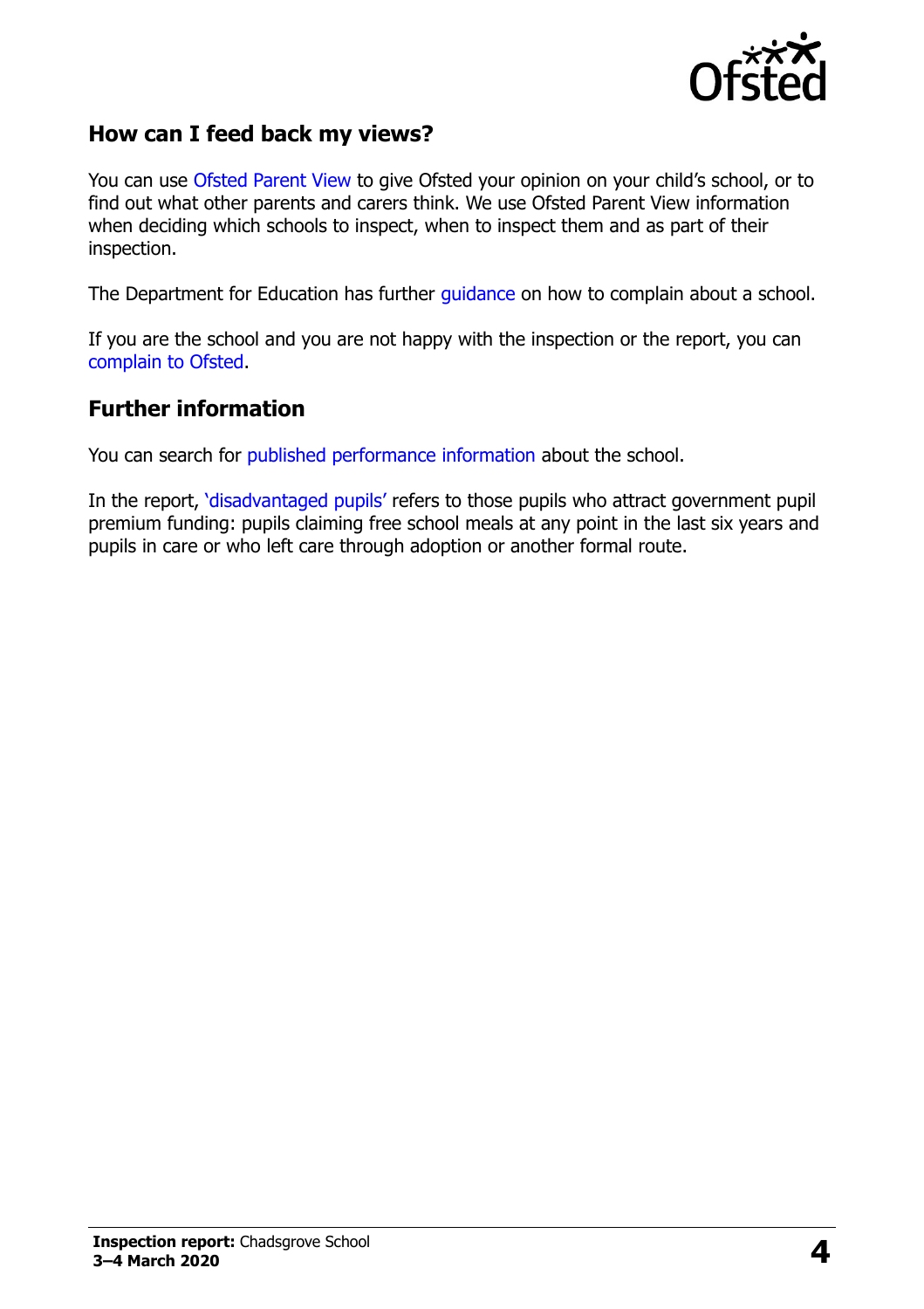## How can I feed back my views?

You can use Ofsted Parent View to give Ofsted your opinion on your child's school, or to find out what other parents and carers think. We use Ofsted Parent View information when deciding which schools to inspect, when to inspect them and as part of their inspection.

The Department for Education has further guidance on how to complain about a school.

If you are the school and you are not happy with the inspection or the report, you can complain to Ofsted.

## Further information

You can search for published performance information about the school.

In the report, 'disadvantaged pupils' refers to those pupils who attract government pupil premium funding: pupils claiming free school meals at any point in the last six years and pupils in care or who left care through adoption or another formal route.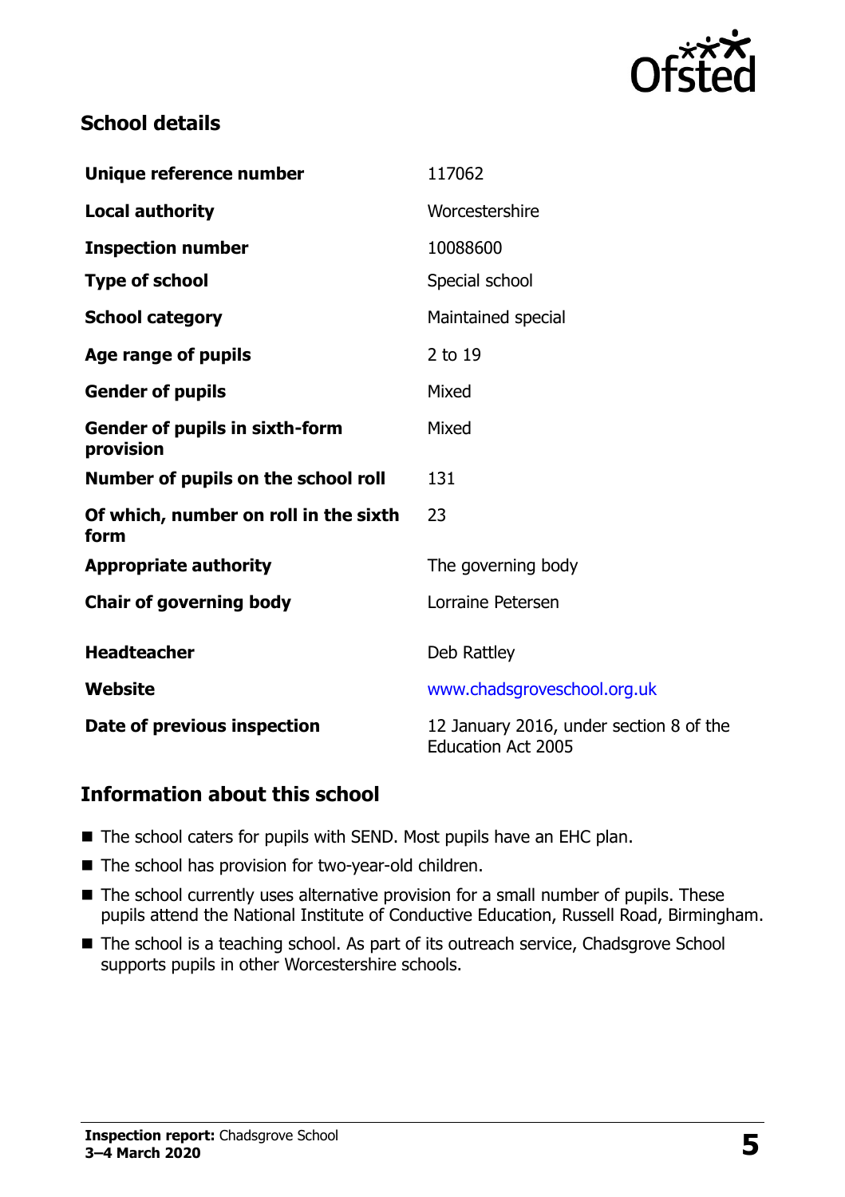## School details

| | |
|---|---|
| **Unique reference number** | 117062 |
| **Local authority** | Worcestershire |
| **Inspection number** | 10088600 |
| **Type of school** | Special school |
| **School category** | Maintained special |
| **Age range of pupils** | 2 to 19 |
| **Gender of pupils** | Mixed |
| **Gender of pupils in sixth-form provision** | Mixed |
| **Number of pupils on the school roll** | 131 |
| **Of which, number on roll in the sixth form** | 23 |
| **Appropriate authority** | The governing body |
| **Chair of governing body** | Lorraine Petersen |
| **Headteacher** | Deb Rattley |
| **Website** | www.chadsgroveschool.org.uk |
| **Date of previous inspection** | 12 January 2016, under section 8 of the Education Act 2005 |

## Information about this school

- The school caters for pupils with SEND. Most pupils have an EHC plan.
- The school has provision for two-year-old children.
- The school currently uses alternative provision for a small number of pupils. These pupils attend the National Institute of Conductive Education, Russell Road, Birmingham.
- The school is a teaching school. As part of its outreach service, Chadsgrove School supports pupils in other Worcestershire schools.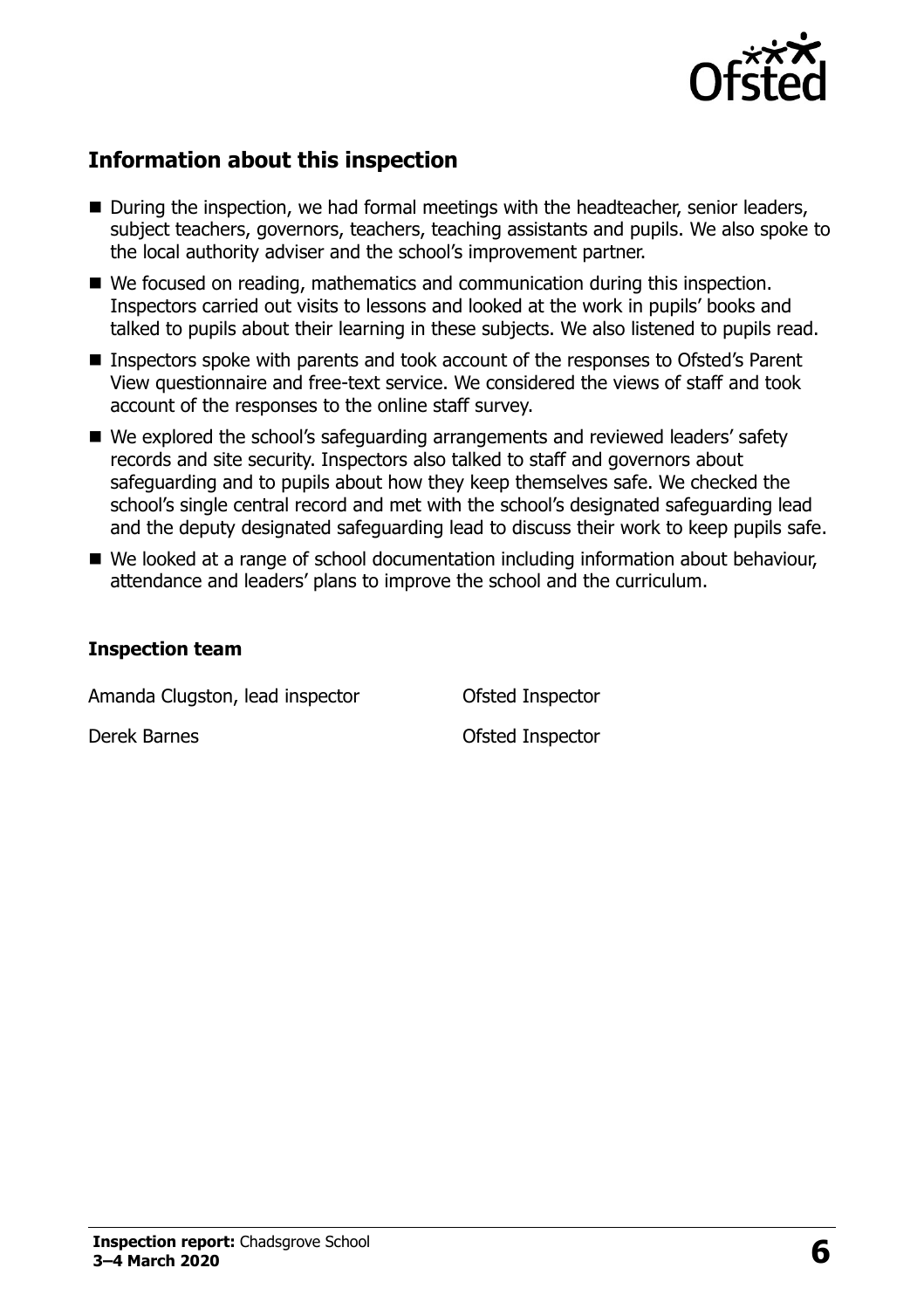## Information about this inspection

- During the inspection, we had formal meetings with the headteacher, senior leaders, subject teachers, governors, teachers, teaching assistants and pupils. We also spoke to the local authority adviser and the school's improvement partner.
- We focused on reading, mathematics and communication during this inspection. Inspectors carried out visits to lessons and looked at the work in pupils' books and talked to pupils about their learning in these subjects. We also listened to pupils read.
- Inspectors spoke with parents and took account of the responses to Ofsted's Parent View questionnaire and free-text service. We considered the views of staff and took account of the responses to the online staff survey.
- We explored the school's safeguarding arrangements and reviewed leaders' safety records and site security. Inspectors also talked to staff and governors about safeguarding and to pupils about how they keep themselves safe. We checked the school's single central record and met with the school's designated safeguarding lead and the deputy designated safeguarding lead to discuss their work to keep pupils safe.
- We looked at a range of school documentation including information about behaviour, attendance and leaders' plans to improve the school and the curriculum.

### Inspection team

| | |
|---|---|
| Amanda Clugston, lead inspector | Ofsted Inspector |
| Derek Barnes | Ofsted Inspector |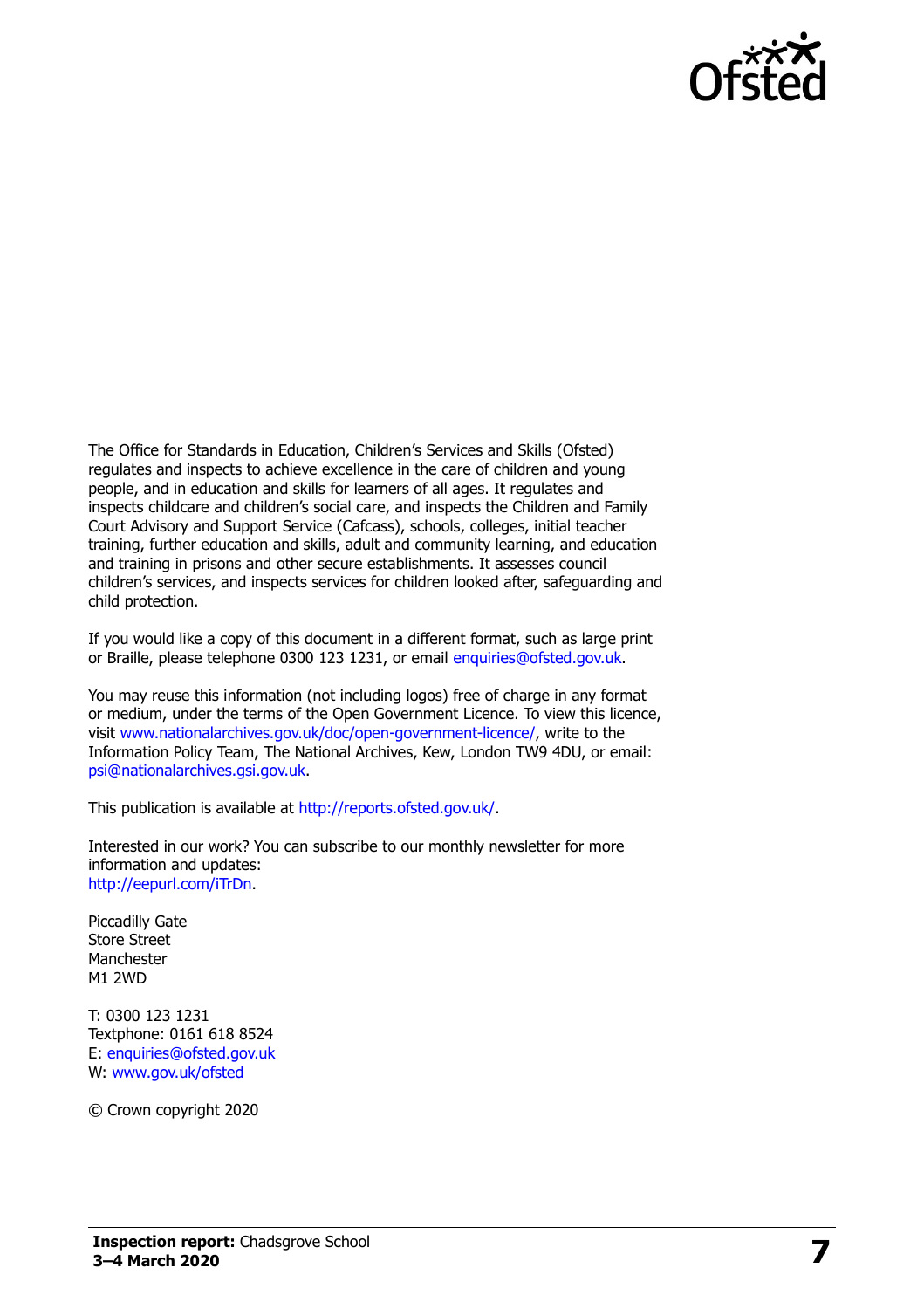The Office for Standards in Education, Children's Services and Skills (Ofsted) regulates and inspects to achieve excellence in the care of children and young people, and in education and skills for learners of all ages. It regulates and inspects childcare and children's social care, and inspects the Children and Family Court Advisory and Support Service (Cafcass), schools, colleges, initial teacher training, further education and skills, adult and community learning, and education and training in prisons and other secure establishments. It assesses council children's services, and inspects services for children looked after, safeguarding and child protection.

If you would like a copy of this document in a different format, such as large print or Braille, please telephone 0300 123 1231, or email enquiries@ofsted.gov.uk.

You may reuse this information (not including logos) free of charge in any format or medium, under the terms of the Open Government Licence. To view this licence, visit www.nationalarchives.gov.uk/doc/open-government-licence/, write to the Information Policy Team, The National Archives, Kew, London TW9 4DU, or email: psi@nationalarchives.gsi.gov.uk.

This publication is available at http://reports.ofsted.gov.uk/.

Interested in our work? You can subscribe to our monthly newsletter for more information and updates: http://eepurl.com/iTrDn.

Piccadilly Gate
Store Street
Manchester
M1 2WD

T: 0300 123 1231
Textphone: 0161 618 8524
E: enquiries@ofsted.gov.uk
W: www.gov.uk/ofsted

© Crown copyright 2020